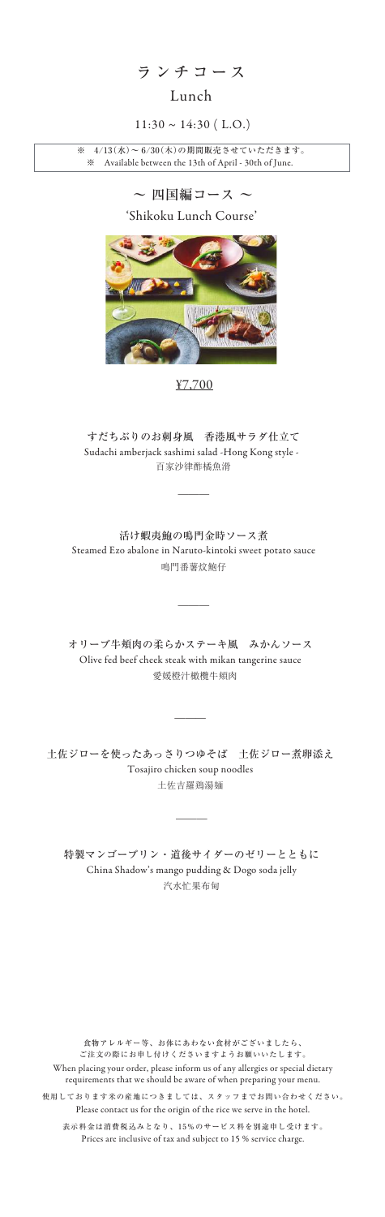# ランチコース

## Lunch

11:30 ~ 14:30 ( L.O.)

※　4/13(水) ~ 6/30(木)の期間販売させていただきます。
※　Available between the 13th of April - 30th of June.

## ～ 四国編コース ～

'Shikoku Lunch Course'

¥7,700

**すだちぶりのお刺身風　香港風サラダ仕立て**
Sudachi amberjack sashimi salad -Hong Kong style -
百家沙律酢橘魚滑

———

**活け蝦夷鮑の鳴門金時ソース煮**
Steamed Ezo abalone in Naruto-kintoki sweet potato sauce
鳴門番薯炆鮑仔

———

**オリーブ牛頬肉の柔らかステーキ風　みかんソース**
Olive fed beef cheek steak with mikan tangerine sauce
愛媛橙汁橄欖牛頬肉

———

**土佐ジローを使ったあっさりつゆそば　土佐ジロー煮卵添え**
Tosajiro chicken soup noodles
土佐吉羅鶏湯麺

———

**特製マンゴープリン・道後サイダーのゼリーとともに**
China Shadow's mango pudding & Dogo soda jelly
汽水忙果布甸

食物アレルギー等、お体にあわない食材がございましたら、
ご注文の際にお申し付けくださいますようお願いいたします。
When placing your order, please inform us of any allergies or special dietary requirements that we should be aware of when preparing your menu.

使用しております米の産地につきましては、スタッフまでお問い合わせください。
Please contact us for the origin of the rice we serve in the hotel.

表示料金は消費税込みとなり、15%のサービス料を別途申し受けます。
Prices are inclusive of tax and subject to 15 % service charge.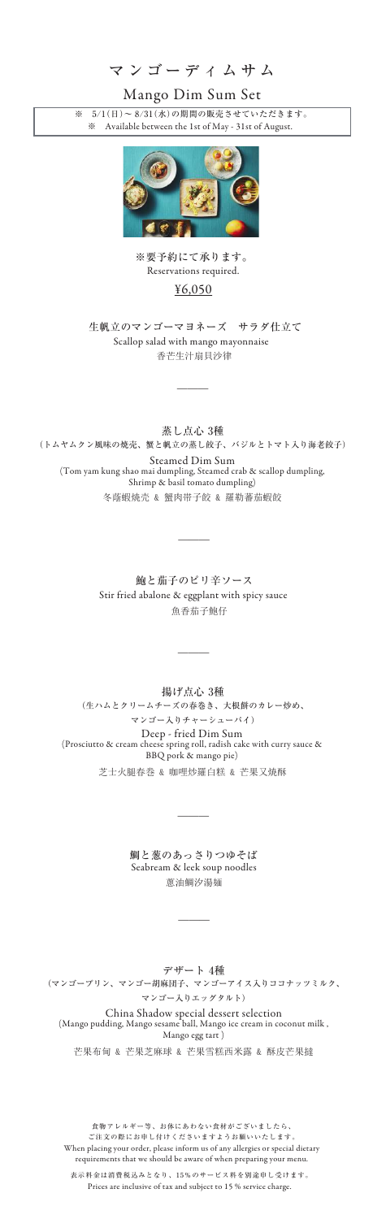# マンゴーディムサム

## Mango Dim Sum Set

※　5/1(日)～8/31(水)の期間の販売させていただきます。
※　Available between the 1st of May - 31st of August.

※要予約にて承ります。
Reservations required.

¥6,050

**生帆立のマンゴーマヨネーズ　サラダ仕立て**
Scallop salad with mango mayonnaise
香芒生汁扇貝沙律

---

**蒸し点心 3種**
(トムヤムクン風味の焼売、蟹と帆立の蒸し餃子、バジルとトマト入り海老餃子)
Steamed Dim Sum
(Tom yam kung shao mai dumpling, Steamed crab & scallop dumpling, Shrimp & basil tomato dumpling)
冬蔭蝦焼売 & 蟹肉帯子餃 & 羅勒蕃茄蝦餃

---

**鮑と茄子のピリ辛ソース**
Stir fried abalone & eggplant with spicy sauce
魚香茄子鮑仔

---

**揚げ点心 3種**
(生ハムとクリームチーズの春巻き、大根餅のカレー炒め、マンゴー入りチャーシューパイ)
Deep - fried Dim Sum
(Prosciutto & cream cheese spring roll, radish cake with curry sauce & BBQ pork & mango pie)
芝士火腿春巻 & 咖哩炒羅白糕 & 芒果叉焼酥

---

**鯛と葱のあっさりつゆそば**
Seabream & leek soup noodles
葱油鯛汐湯麺

---

**デザート 4種**
(マンゴープリン、マンゴー胡麻団子、マンゴーアイス入りココナッツミルク、マンゴー入りエッグタルト)
China Shadow special dessert selection
(Mango pudding, Mango sesame ball, Mango ice cream in coconut milk , Mango egg tart )
芒果布甸 & 芒果芝麻球 & 芒果雪糕西米露 & 酥皮芒果撻

食物アレルギー等、お体にあわない食材がございましたら、
ご注文の際にお申し付けくださいますようお願いいたします。
When placing your order, please inform us of any allergies or special dietary requirements that we should be aware of when preparing your menu.

表示料金は消費税込みとなり、15%のサービス料を別途申し受けます。
Prices are inclusive of tax and subject to 15 % service charge.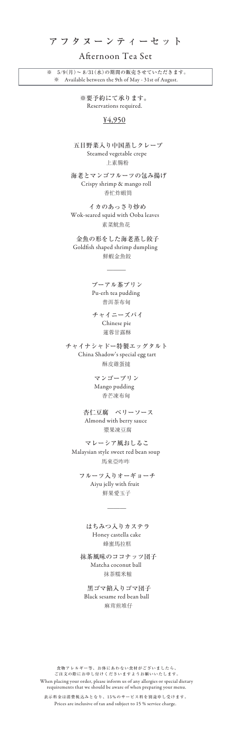# アフタヌーンティーセット

## Afternoon Tea Set

※　5/9(月)～8/31(水)の期間の販売させていただきます。
※　Available between the 9th of May - 31st of August.

※要予約にて承ります。
Reservations required.

¥4,950

五目野菜入り中国蒸しクレープ
Steamed vegetable crepe
上素腸粉

海老とマンゴフルーツの包み揚げ
Crispy shrimp & mango roll
香忙炸蝦筒

イカのあっさり炒め
Wok-seared squid with Ooba leaves
素菜魷魚花

金魚の形をした海老蒸し餃子
Goldfish shaped shrimp dumpling
鮮蝦金魚餃

———

プーアル茶プリン
Pu-erh tea pudding
普洱茶布甸

チャイニーズパイ
Chinese pie
蓮蓉甘露酥

チャイナシャドー特製エッグタルト
China Shadow's special egg tart
酥皮雞蛋撻

マンゴープリン
Mango pudding
香芒凍布甸

杏仁豆腐　ベリーソース
Almond with berry sauce
漿果凍豆腐

マレーシア風おしるこ
Malaysian style sweet red bean soup
馬來亞咋咋

フルーツ入りオーギョーチ
Aiyu jelly with fruit
鮮果愛玉子

———

はちみつ入りカステラ
Honey castella cake
蜂蜜馬拉糕

抹茶風味のココナッツ団子
Matcha coconut ball
抹茶糯米糍

黒ゴマ餡入りゴマ団子
Black sesame red bean ball
麻茸煎堆仔

食物アレルギー等、お体にあわない食材がございましたら、
ご注文の際にお申し付けくださいますようお願いいたします。
When placing your order, please inform us of any allergies or special dietary requirements that we should be aware of when preparing your menu.

表示料金は消費税込みとなり、15%のサービス料を別途申し受けます。
Prices are inclusive of tax and subject to 15 % service charge.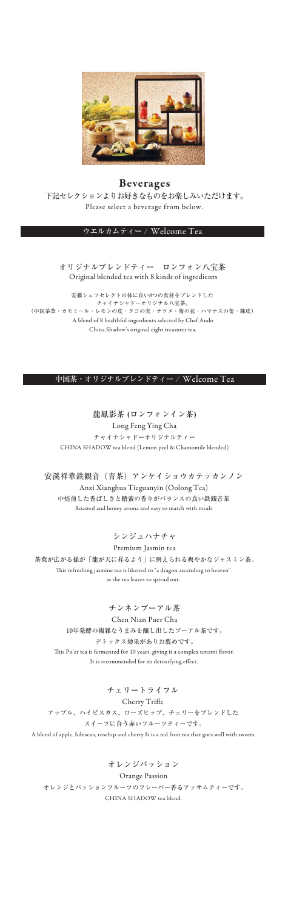# Beverages

下記セレクションよりお好きなものをお楽しみいただけます。
Please select a beverage from below.

## ウエルカムティー / Welcome Tea

### オリジナルブレンドティー　ロンフォン八宝茶
Original blended tea with 8 kinds of ingredients

安藤シェフセレクトの体に良い8つの食材をブレンドした
チャイナシャドーオリジナル八宝茶。
（中国茶葉・カモミール・レモンの皮・クコの実・ナツメ・菊の花・ハマナスの蕾・陳皮）
A blend of 8 healthful ingredients selected by Chef Ando
China Shadow's original eight treasures tea.

## 中国茶・オリジナルブレンドティー / Welcome Tea

### 龍鳳影茶 (ロンフォンイン茶)
Long Feng Ying Cha
チャイナシャドーオリジナルティー
CHINA SHADOW tea blend (Lemon peel & Chamomile blended)

### 安溪祥華鉄観音（青茶）アンケイショウカテッカンノン
Anxi Xianghua Tieguanyin (Oolong Tea)
中焙煎した香ばしさと糖蜜の香りがバランスの良い鉄観音茶
Roasted and honey aroma and easy to match with meals

### シンジュハナチャ
Premium Jasmin tea
茶葉が広がる様が「龍が天に昇るよう」に例えられる爽やかなジャスミン茶。
This refreshing jasmine tea is likened to "a dragon ascending to heaven"
as the tea leaves to spread out.

### チンネンプーアル茶
Chen Nian Puer Cha
10年発酵の複雑なうまみを醸し出したプーアル茶です。
デトックス効果がありお薦めです。
This Pu'er tea is fermented for 10 years, giving it a complex umami flavor.
It is recommended for its detoxifying effect.

### チェリートライフル
Cherry Trifle
アップル、ハイビスカス、ローズヒップ、チェリーをブレンドした
スイーツに合う赤いフルーツティーです。
A blend of apple, hibiscus, rosehip and cherry It is a red fruit tea that goes well with sweets.

### オレンジパッション
Orange Passion
オレンジとパッションフルーツのフレーバー香るアッサムティーです。
CHINA SHADOW tea blend.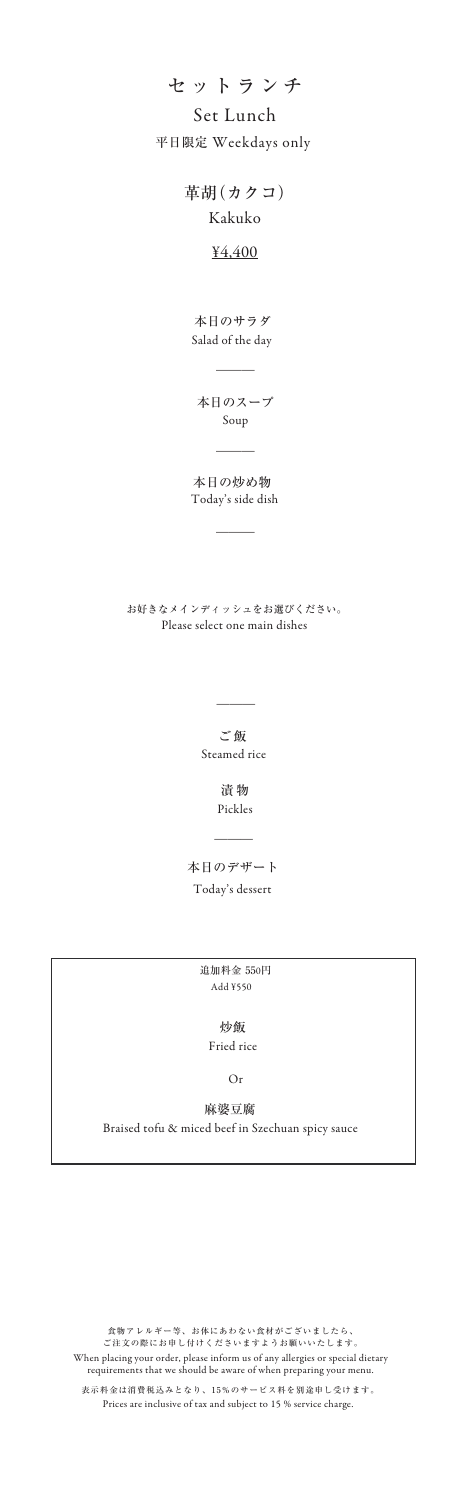# セットランチ

## Set Lunch

平日限定 Weekdays only

### 革胡(カクコ)

### Kakuko

¥4,400

本日のサラダ
Salad of the day

———

本日のスープ
Soup

———

本日の炒め物
Today's side dish

———

お好きなメインディッシュをお選びください。
Please select one main dishes

———

ご飯
Steamed rice

漬物
Pickles

———

本日のデザート
Today's dessert

追加料金 550円
Add ¥550

炒飯
Fried rice

Or

麻婆豆腐
Braised tofu & miced beef in Szechuan spicy sauce

食物アレルギー等、お体にあわない食材がございましたら、
ご注文の際にお申し付けくださいますようお願いいたします。
When placing your order, please inform us of any allergies or special dietary requirements that we should be aware of when preparing your menu.

表示料金は消費税込みとなり、15%のサービス料を別途申し受けます。
Prices are inclusive of tax and subject to 15 % service charge.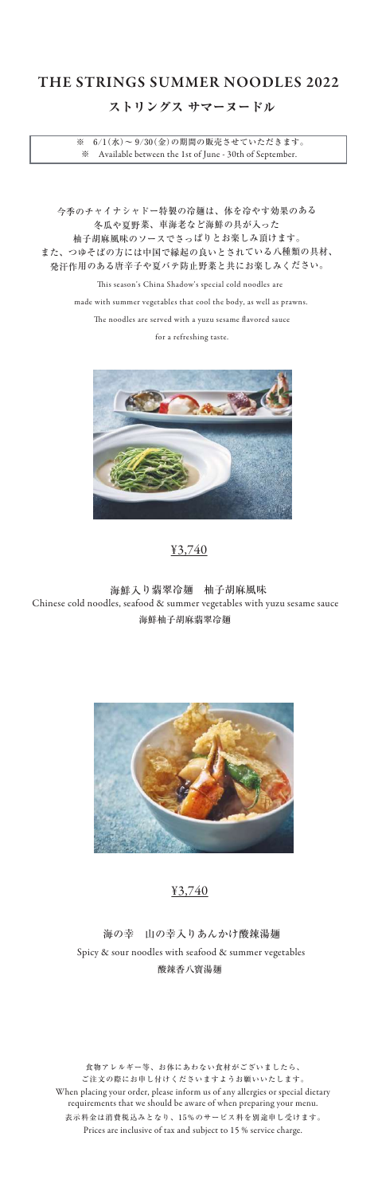# THE STRINGS SUMMER NOODLES 2022

## ストリングス サマーヌードル

※ 6/1(水)～9/30(金)の期間の販売させていただきます。
※ Available between the 1st of June - 30th of September.

今季のチャイナシャドー特製の冷麺は、体を冷やす効果のある
冬瓜や夏野菜、車海老など海鮮の具が入った
柚子胡麻風味のソースでさっぱりとお楽しみ頂けます。
また、つゆそばの方には中国で縁起の良いとされている八種類の具材、
発汗作用のある唐辛子や夏バテ防止野菜と共にお楽しみください。

This season's China Shadow's special cold noodles are
made with summer vegetables that cool the body, as well as prawns.
The noodles are served with a yuzu sesame flavored sauce
for a refreshing taste.

¥3,740

海鮮入り翡翠冷麺　柚子胡麻風味
Chinese cold noodles, seafood & summer vegetables with yuzu sesame sauce
海鮮柚子胡麻翡翠冷麺

¥3,740

海の幸　山の幸入りあんかけ酸辣湯麺
Spicy & sour noodles with seafood & summer vegetables
酸辣香八寶湯麺

食物アレルギー等、お体にあわない食材がございましたら、
ご注文の際にお申し付けくださいますようお願いいたします。
When placing your order, please inform us of any allergies or special dietary requirements that we should be aware of when preparing your menu.
表示料金は消費税込みとなり、15%のサービス料を別途申し受けます。
Prices are inclusive of tax and subject to 15 % service charge.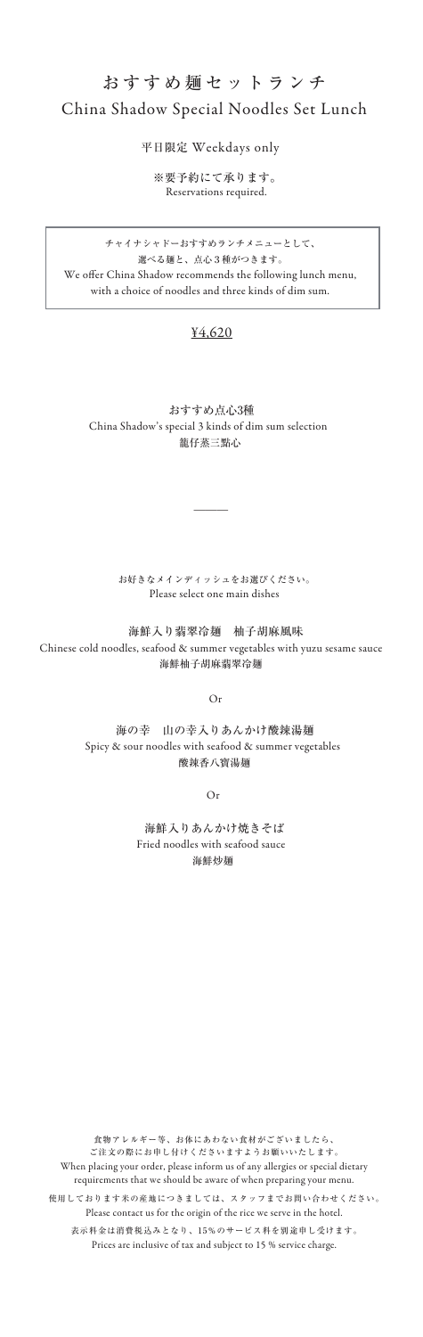# おすすめ麺セットランチ
# China Shadow Special Noodles Set Lunch

平日限定 Weekdays only

※要予約にて承ります。
Reservations required.

チャイナシャドーおすすめランチメニューとして、
選べる麺と、点心３種がつきます。
We offer China Shadow recommends the following lunch menu,
with a choice of noodles and three kinds of dim sum.

¥4,620

おすすめ点心3種
China Shadow's special 3 kinds of dim sum selection
籠仔蒸三點心

---

お好きなメインディッシュをお選びください。
Please select one main dishes

海鮮入り翡翠冷麺　柚子胡麻風味
Chinese cold noodles, seafood & summer vegetables with yuzu sesame sauce
海鮮柚子胡麻翡翠冷麺

Or

海の幸　山の幸入りあんかけ酸辣湯麺
Spicy & sour noodles with seafood & summer vegetables
酸辣香八寶湯麺

Or

海鮮入りあんかけ焼きそば
Fried noodles with seafood sauce
海鮮炒麵

食物アレルギー等、お体にあわない食材がございましたら、
ご注文の際にお申し付けくださいますようお願いいたします。
When placing your order, please inform us of any allergies or special dietary requirements that we should be aware of when preparing your menu.

使用しております米の産地につきましては、スタッフまでお問い合わせください。
Please contact us for the origin of the rice we serve in the hotel.

表示料金は消費税込みとなり、15%のサービス料を別途申し受けます。
Prices are inclusive of tax and subject to 15 % service charge.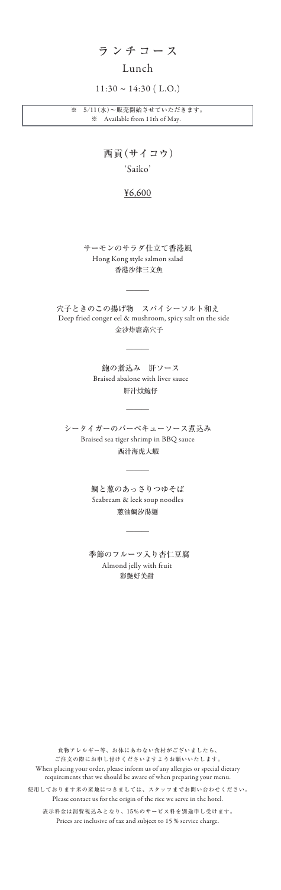# ランチコース

## Lunch

11:30 ~ 14:30 ( L.O.)

※　5/11(水)～販売開始させていただきます。
※　Available from 11th of May.

## 西貢(サイコウ)

'Saiko'

¥6,600

サーモンのサラダ仕立て香港風
Hong Kong style salmon salad
香港沙律三文魚

———

穴子ときのこの揚げ物　スパイシーソルト和え
Deep fried conger eel & mushroom, spicy salt on the side
金沙炸磨菇穴子

———

鮑の煮込み　肝ソース
Braised abalone with liver sauce
肝汁炆鮑仔

———

シータイガーのバーベキューソース煮込み
Braised sea tiger shrimp in BBQ sauce
西汁海虎大蝦

———

鯛と葱のあっさりつゆそば
Seabream & leek soup noodles
葱油鯛汐湯麺

———

季節のフルーツ入り杏仁豆腐
Almond jelly with fruit
彩艶好美甜

食物アレルギー等、お体にあわない食材がございましたら、
ご注文の際にお申し付けくださいますようお願いいたします。
When placing your order, please inform us of any allergies or special dietary requirements that we should be aware of when preparing your menu.

使用しております米の産地につきましては、スタッフまでお問い合わせください。
Please contact us for the origin of the rice we serve in the hotel.

表示料金は消費税込みとなり、15%のサービス料を別途申し受けます。
Prices are inclusive of tax and subject to 15 % service charge.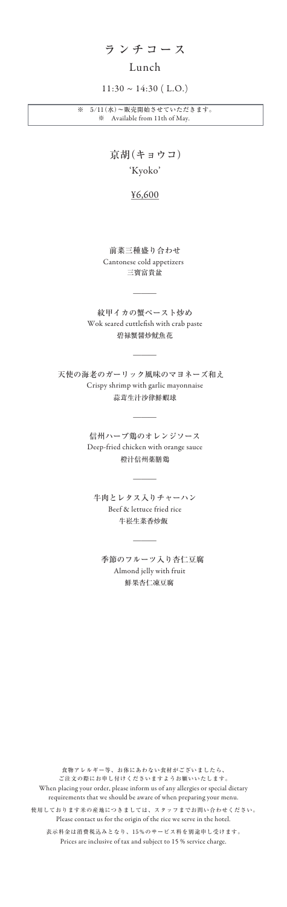# ランチコース

## Lunch

11:30 ~ 14:30 ( L.O.)

※ 5/11(水)～販売開始させていただきます。
※ Available from 11th of May.

### 京胡(キョウコ)

### 'Kyoko'

¥6,600

**前菜三種盛り合わせ**
Cantonese cold appetizers
三寶富貴盆

---

**紋甲イカの蟹ペースト炒め**
Wok seared cuttlefish with crab paste
碧緑蟹醬炒魷魚花

---

**天使の海老のガーリック風味のマヨネーズ和え**
Crispy shrimp with garlic mayonnaise
蒜茸生汁沙律鮮蝦球

---

**信州ハーブ鶏のオレンジソース**
Deep-fried chicken with orange sauce
橙汁信州薬膳鶏

---

**牛肉とレタス入りチャーハン**
Beef & lettuce fried rice
牛崧生菜香炒飯

---

**季節のフルーツ入り杏仁豆腐**
Almond jelly with fruit
鮮果杏仁凍豆腐

食物アレルギー等、お体にあわない食材がございましたら、
ご注文の際にお申し付けくださいますようお願いいたします。
When placing your order, please inform us of any allergies or special dietary requirements that we should be aware of when preparing your menu.

使用しております米の産地につきましては、スタッフまでお問い合わせください。
Please contact us for the origin of the rice we serve in the hotel.

表示料金は消費税込みとなり、15%のサービス料を別途申し受けます。
Prices are inclusive of tax and subject to 15 % service charge.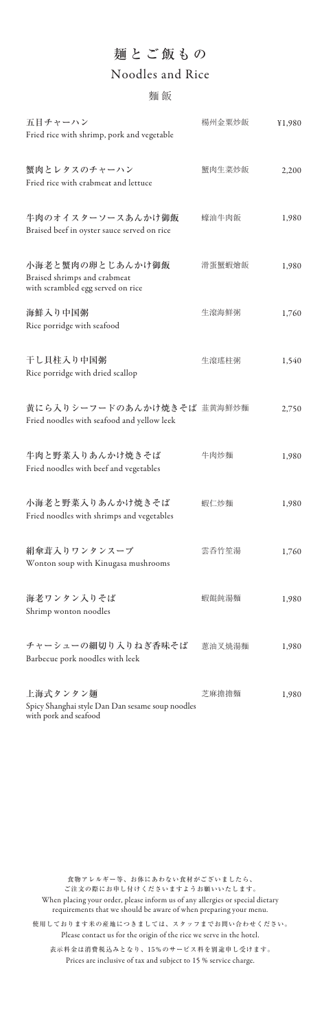# 麺とご飯もの

## Noodles and Rice

### 麺飯

| | | |
|---|---|---|
| 五目チャーハン<br>Fried rice with shrimp, pork and vegetable | 楊州金粟炒飯 | ¥1,980 |
| 蟹肉とレタスのチャーハン<br>Fried rice with crabmeat and lettuce | 蟹肉生菜炒飯 | 2,200 |
| 牛肉のオイスターソースあんかけ御飯<br>Braised beef in oyster sauce served on rice | 蠔油牛肉飯 | 1,980 |
| 小海老と蟹肉の卵とじあんかけ御飯<br>Braised shrimps and crabmeat with scrambled egg served on rice | 滑蛋蟹蝦燴飯 | 1,980 |
| 海鮮入り中国粥<br>Rice porridge with seafood | 生滾海鮮粥 | 1,760 |
| 干し貝柱入り中国粥<br>Rice porridge with dried scallop | 生滾瑤柱粥 | 1,540 |
| 黄にら入りシーフードのあんかけ焼きそば<br>Fried noodles with seafood and yellow leek | 韮黄海鮮炒麵 | 2,750 |
| 牛肉と野菜入りあんかけ焼きそば<br>Fried noodles with beef and vegetables | 牛肉炒麵 | 1,980 |
| 小海老と野菜入りあんかけ焼きそば<br>Fried noodles with shrimps and vegetables | 蝦仁炒麵 | 1,980 |
| 絹傘茸入りワンタンスープ<br>Wonton soup with Kinugasa mushrooms | 雲呑竹笙湯 | 1,760 |
| 海老ワンタン入りそば<br>Shrimp wonton noodles | 蝦餛飩湯麵 | 1,980 |
| チャーシューの細切り入りねぎ香味そば<br>Barbecue pork noodles with leek | 蔥油叉焼湯麵 | 1,980 |
| 上海式タンタン麺<br>Spicy Shanghai style Dan Dan sesame soup noodles with pork and seafood | 芝麻擔擔麵 | 1,980 |

食物アレルギー等、お体にあわない食材がございましたら、
ご注文の際にお申し付けくださいますようお願いいたします。
When placing your order, please inform us of any allergies or special dietary requirements that we should be aware of when preparing your menu.

使用しております米の産地につきましては、スタッフまでお問い合わせください。
Please contact us for the origin of the rice we serve in the hotel.

表示料金は消費税込みとなり、15%のサービス料を別途申し受けます。
Prices are inclusive of tax and subject to 15 % service charge.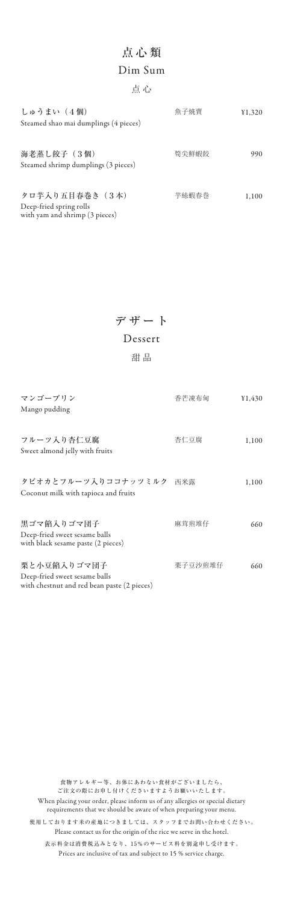# 点心類

## Dim Sum

### 点心

| | | |
|---|---|---|
| しゅうまい（4個）<br>Steamed shao mai dumplings (4 pieces) | 魚子焼賣 | ¥1,320 |
| 海老蒸し餃子（3個）<br>Steamed shrimp dumplings (3 pieces) | 筍尖鮮蝦餃 | 990 |
| タロ芋入り五目春巻き（3本）<br>Deep-fried spring rolls with yam and shrimp (3 pieces) | 芋絲蝦春巻 | 1,100 |

# デザート

## Dessert

### 甜品

| | | |
|---|---|---|
| マンゴープリン<br>Mango pudding | 香芒凍布甸 | ¥1,430 |
| フルーツ入り杏仁豆腐<br>Sweet almond jelly with fruits | 杏仁豆腐 | 1,100 |
| タピオカとフルーツ入りココナッツミルク<br>Coconut milk with tapioca and fruits | 西米露 | 1,100 |
| 黒ゴマ餡入りゴマ団子<br>Deep-fried sweet sesame balls with black sesame paste (2 pieces) | 麻茸煎堆仔 | 660 |
| 栗と小豆餡入りゴマ団子<br>Deep-fried sweet sesame balls with chestnut and red bean paste (2 pieces) | 栗子豆沙煎堆仔 | 660 |

食物アレルギー等、お体にあわない食材がございましたら、
ご注文の際にお申し付けくださいますようお願いいたします。
When placing your order, please inform us of any allergies or special dietary requirements that we should be aware of when preparing your menu.

使用しております米の産地につきましては、スタッフまでお問い合わせください。
Please contact us for the origin of the rice we serve in the hotel.

表示料金は消費税込みとなり、15%のサービス料を別途申し受けます。
Prices are inclusive of tax and subject to 15 % service charge.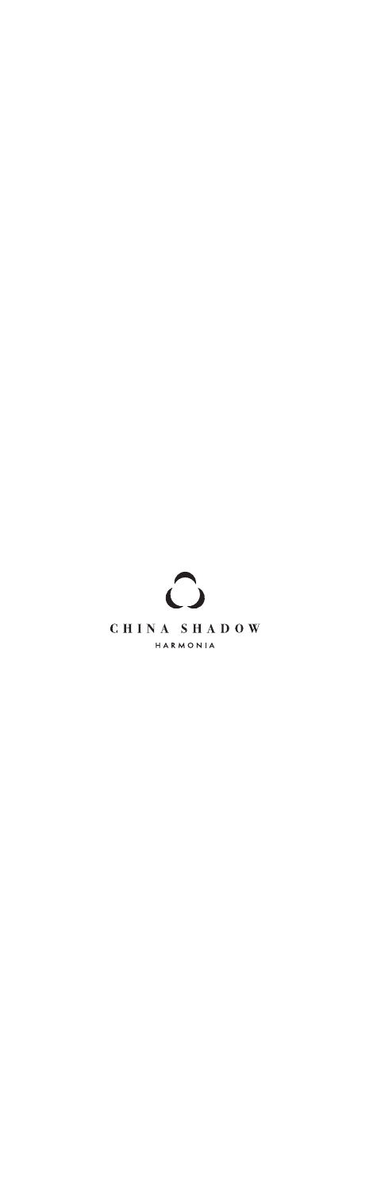CHINA SHADOW

HARMONIA